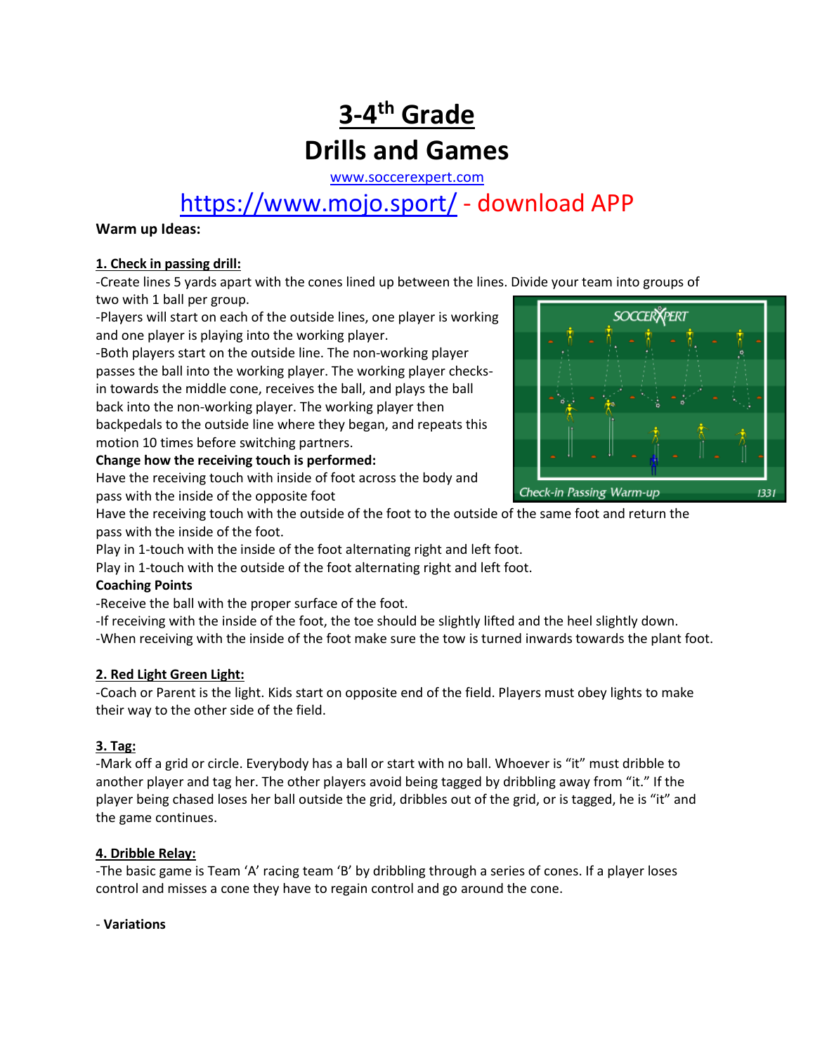# 3-4th Grade

# Drills and Games

www.soccerexpert.com

https://www.mojo.sport/ - download APP

**Warm up Ideas:**

**1. Check in passing drill:**

-Create lines 5 yards apart with the cones lined up between the lines. Divide your team into groups of two with 1 ball per group.

-Players will start on each of the outside lines, one player is working and one player is playing into the working player.

-Both players start on the outside line. The non-working player passes the ball into the working player. The working player checks-in towards the middle cone, receives the ball, and plays the ball back into the non-working player. The working player then backpedals to the outside line where they began, and repeats this motion 10 times before switching partners.

**Change how the receiving touch is performed:**

Have the receiving touch with inside of foot across the body and pass with the inside of the opposite foot

Have the receiving touch with the outside of the foot to the outside of the same foot and return the pass with the inside of the foot.

Play in 1-touch with the inside of the foot alternating right and left foot.

Play in 1-touch with the outside of the foot alternating right and left foot.

**Coaching Points**

-Receive the ball with the proper surface of the foot.

-If receiving with the inside of the foot, the toe should be slightly lifted and the heel slightly down.

-When receiving with the inside of the foot make sure the tow is turned inwards towards the plant foot.

**2. Red Light Green Light:**

-Coach or Parent is the light. Kids start on opposite end of the field. Players must obey lights to make their way to the other side of the field.

**3. Tag:**

-Mark off a grid or circle. Everybody has a ball or start with no ball. Whoever is "it" must dribble to another player and tag her. The other players avoid being tagged by dribbling away from "it." If the player being chased loses her ball outside the grid, dribbles out of the grid, or is tagged, he is "it" and the game continues.

**4. Dribble Relay:**

-The basic game is Team 'A' racing team 'B' by dribbling through a series of cones. If a player loses control and misses a cone they have to regain control and go around the cone.

- **Variations**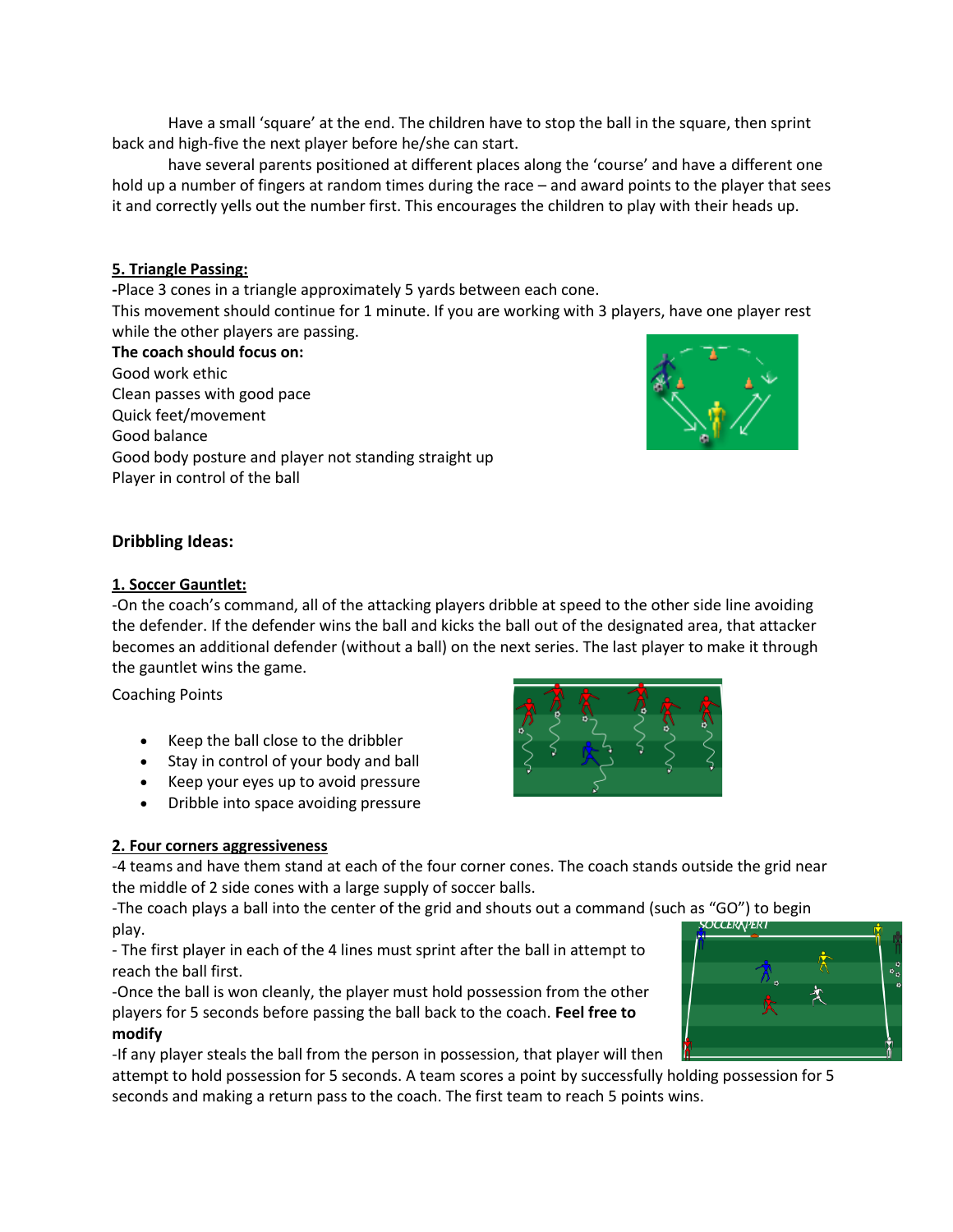Have a small 'square' at the end. The children have to stop the ball in the square, then sprint back and high-five the next player before he/she can start.

have several parents positioned at different places along the 'course' and have a different one hold up a number of fingers at random times during the race – and award points to the player that sees it and correctly yells out the number first. This encourages the children to play with their heads up.

**5. Triangle Passing:**

-Place 3 cones in a triangle approximately 5 yards between each cone.
This movement should continue for 1 minute. If you are working with 3 players, have one player rest while the other players are passing.

**The coach should focus on:**

Good work ethic
Clean passes with good pace
Quick feet/movement
Good balance
Good body posture and player not standing straight up
Player in control of the ball

### Dribbling Ideas:

**1. Soccer Gauntlet:**

-On the coach's command, all of the attacking players dribble at speed to the other side line avoiding the defender. If the defender wins the ball and kicks the ball out of the designated area, that attacker becomes an additional defender (without a ball) on the next series. The last player to make it through the gauntlet wins the game.

Coaching Points

- Keep the ball close to the dribbler
- Stay in control of your body and ball
- Keep your eyes up to avoid pressure
- Dribble into space avoiding pressure

**2. Four corners aggressiveness**

-4 teams and have them stand at each of the four corner cones. The coach stands outside the grid near the middle of 2 side cones with a large supply of soccer balls.

-The coach plays a ball into the center of the grid and shouts out a command (such as "GO") to begin play.

- The first player in each of the 4 lines must sprint after the ball in attempt to reach the ball first.

-Once the ball is won cleanly, the player must hold possession from the other players for 5 seconds before passing the ball back to the coach. **Feel free to modify**

-If any player steals the ball from the person in possession, that player will then attempt to hold possession for 5 seconds. A team scores a point by successfully holding possession for 5 seconds and making a return pass to the coach. The first team to reach 5 points wins.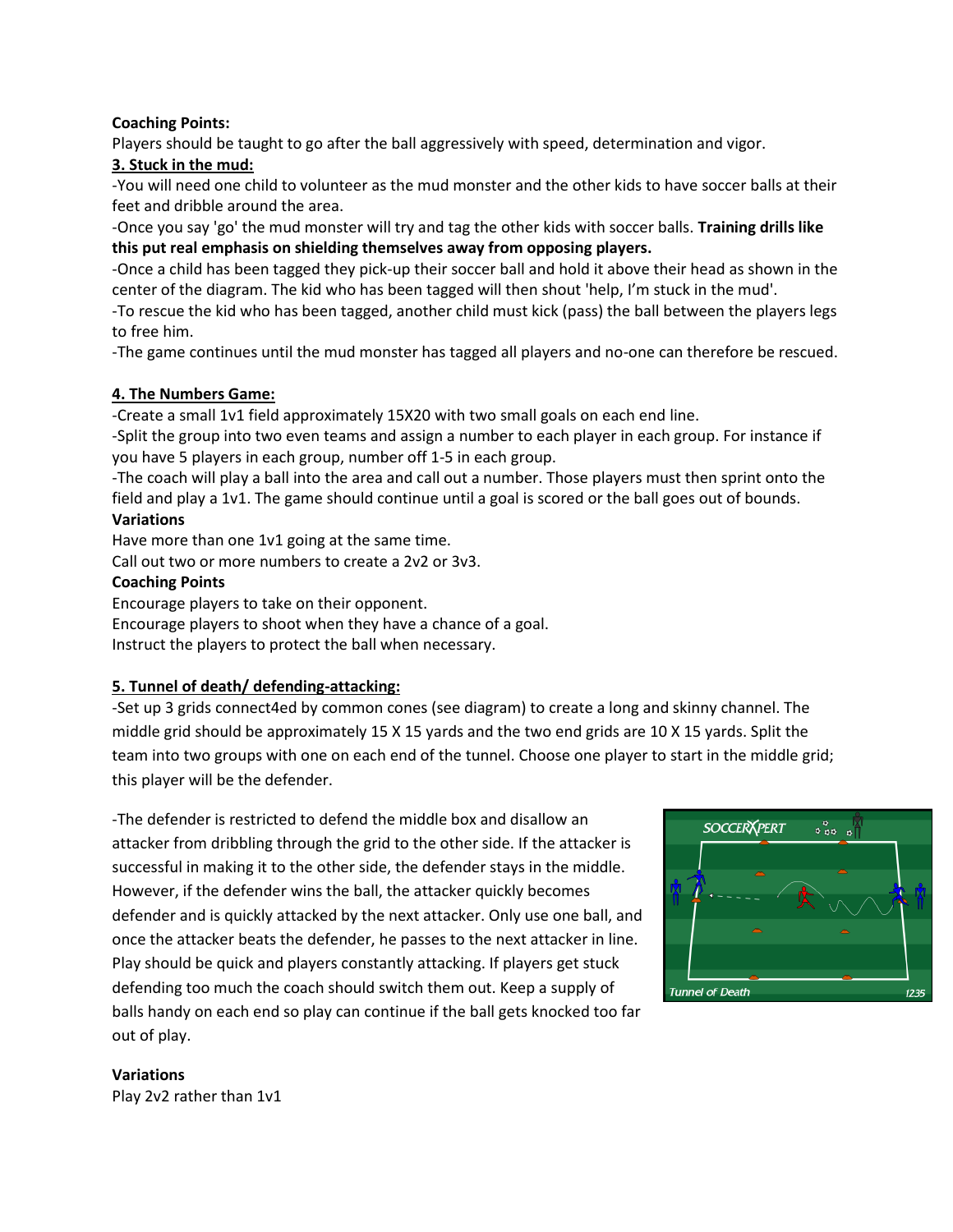**Coaching Points:**

Players should be taught to go after the ball aggressively with speed, determination and vigor.

**3. Stuck in the mud:**

-You will need one child to volunteer as the mud monster and the other kids to have soccer balls at their feet and dribble around the area.

-Once you say 'go' the mud monster will try and tag the other kids with soccer balls. **Training drills like this put real emphasis on shielding themselves away from opposing players.**

-Once a child has been tagged they pick-up their soccer ball and hold it above their head as shown in the center of the diagram. The kid who has been tagged will then shout 'help, I'm stuck in the mud'.

-To rescue the kid who has been tagged, another child must kick (pass) the ball between the players legs to free him.

-The game continues until the mud monster has tagged all players and no-one can therefore be rescued.

**4. The Numbers Game:**

-Create a small 1v1 field approximately 15X20 with two small goals on each end line.

-Split the group into two even teams and assign a number to each player in each group. For instance if you have 5 players in each group, number off 1-5 in each group.

-The coach will play a ball into the area and call out a number. Those players must then sprint onto the field and play a 1v1. The game should continue until a goal is scored or the ball goes out of bounds.

**Variations**

Have more than one 1v1 going at the same time.

Call out two or more numbers to create a 2v2 or 3v3.

**Coaching Points**

Encourage players to take on their opponent.

Encourage players to shoot when they have a chance of a goal.

Instruct the players to protect the ball when necessary.

**5. Tunnel of death/ defending-attacking:**

-Set up 3 grids connect4ed by common cones (see diagram) to create a long and skinny channel. The middle grid should be approximately 15 X 15 yards and the two end grids are 10 X 15 yards. Split the team into two groups with one on each end of the tunnel. Choose one player to start in the middle grid; this player will be the defender.

-The defender is restricted to defend the middle box and disallow an attacker from dribbling through the grid to the other side. If the attacker is successful in making it to the other side, the defender stays in the middle. However, if the defender wins the ball, the attacker quickly becomes defender and is quickly attacked by the next attacker. Only use one ball, and once the attacker beats the defender, he passes to the next attacker in line. Play should be quick and players constantly attacking. If players get stuck defending too much the coach should switch them out. Keep a supply of balls handy on each end so play can continue if the ball gets knocked too far out of play.

**Variations**

Play 2v2 rather than 1v1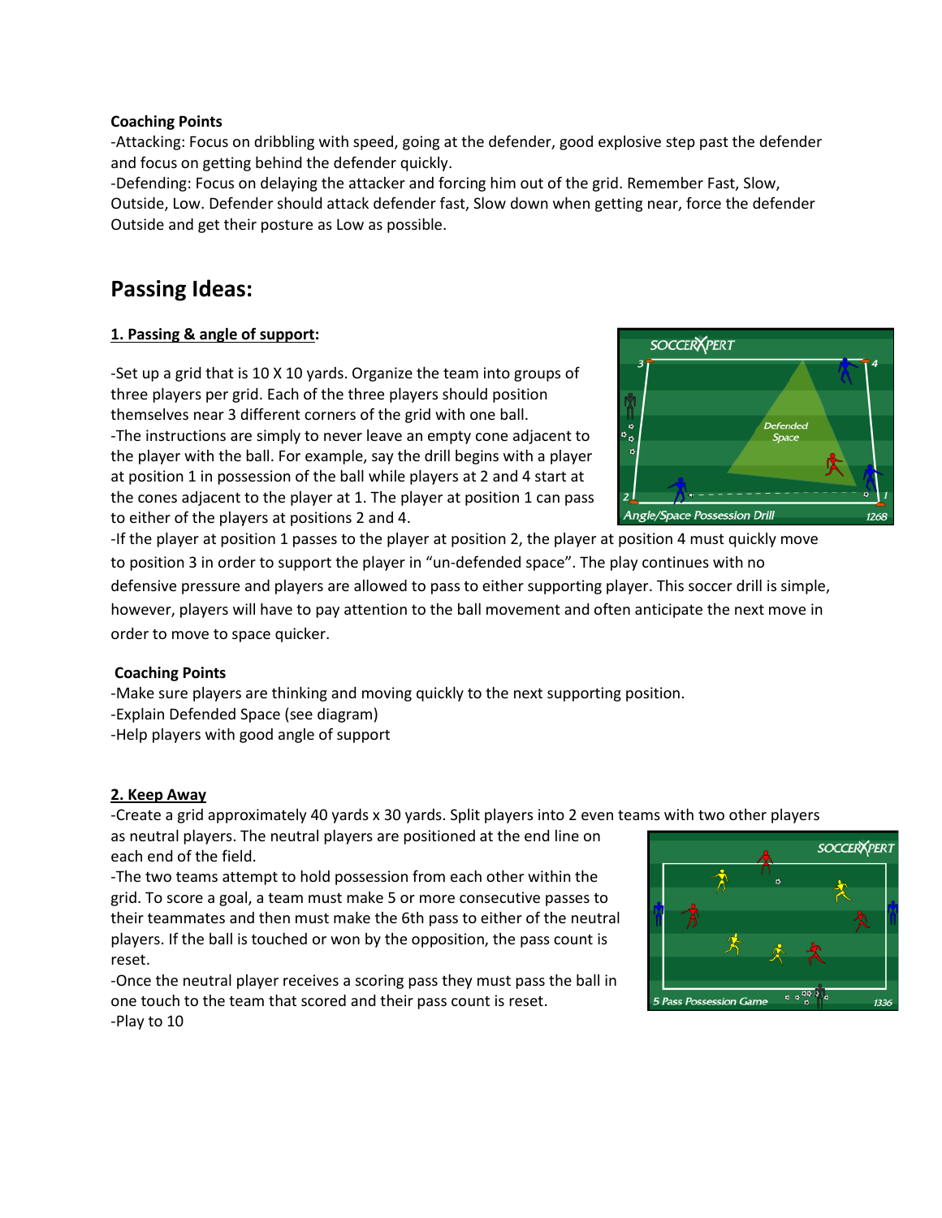**Coaching Points**

-Attacking: Focus on dribbling with speed, going at the defender, good explosive step past the defender and focus on getting behind the defender quickly.

-Defending: Focus on delaying the attacker and forcing him out of the grid. Remember Fast, Slow, Outside, Low. Defender should attack defender fast, Slow down when getting near, force the defender Outside and get their posture as Low as possible.

## Passing Ideas:

**1. Passing & angle of support:**

-Set up a grid that is 10 X 10 yards. Organize the team into groups of three players per grid. Each of the three players should position themselves near 3 different corners of the grid with one ball.

-The instructions are simply to never leave an empty cone adjacent to the player with the ball. For example, say the drill begins with a player at position 1 in possession of the ball while players at 2 and 4 start at the cones adjacent to the player at 1. The player at position 1 can pass to either of the players at positions 2 and 4.

-If the player at position 1 passes to the player at position 2, the player at position 4 must quickly move to position 3 in order to support the player in "un-defended space". The play continues with no defensive pressure and players are allowed to pass to either supporting player. This soccer drill is simple, however, players will have to pay attention to the ball movement and often anticipate the next move in order to move to space quicker.

**Coaching Points**

-Make sure players are thinking and moving quickly to the next supporting position.

-Explain Defended Space (see diagram)

-Help players with good angle of support

**2. Keep Away**

-Create a grid approximately 40 yards x 30 yards. Split players into 2 even teams with two other players as neutral players. The neutral players are positioned at the end line on each end of the field.

-The two teams attempt to hold possession from each other within the grid. To score a goal, a team must make 5 or more consecutive passes to their teammates and then must make the 6th pass to either of the neutral players. If the ball is touched or won by the opposition, the pass count is reset.

-Once the neutral player receives a scoring pass they must pass the ball in one touch to the team that scored and their pass count is reset.

-Play to 10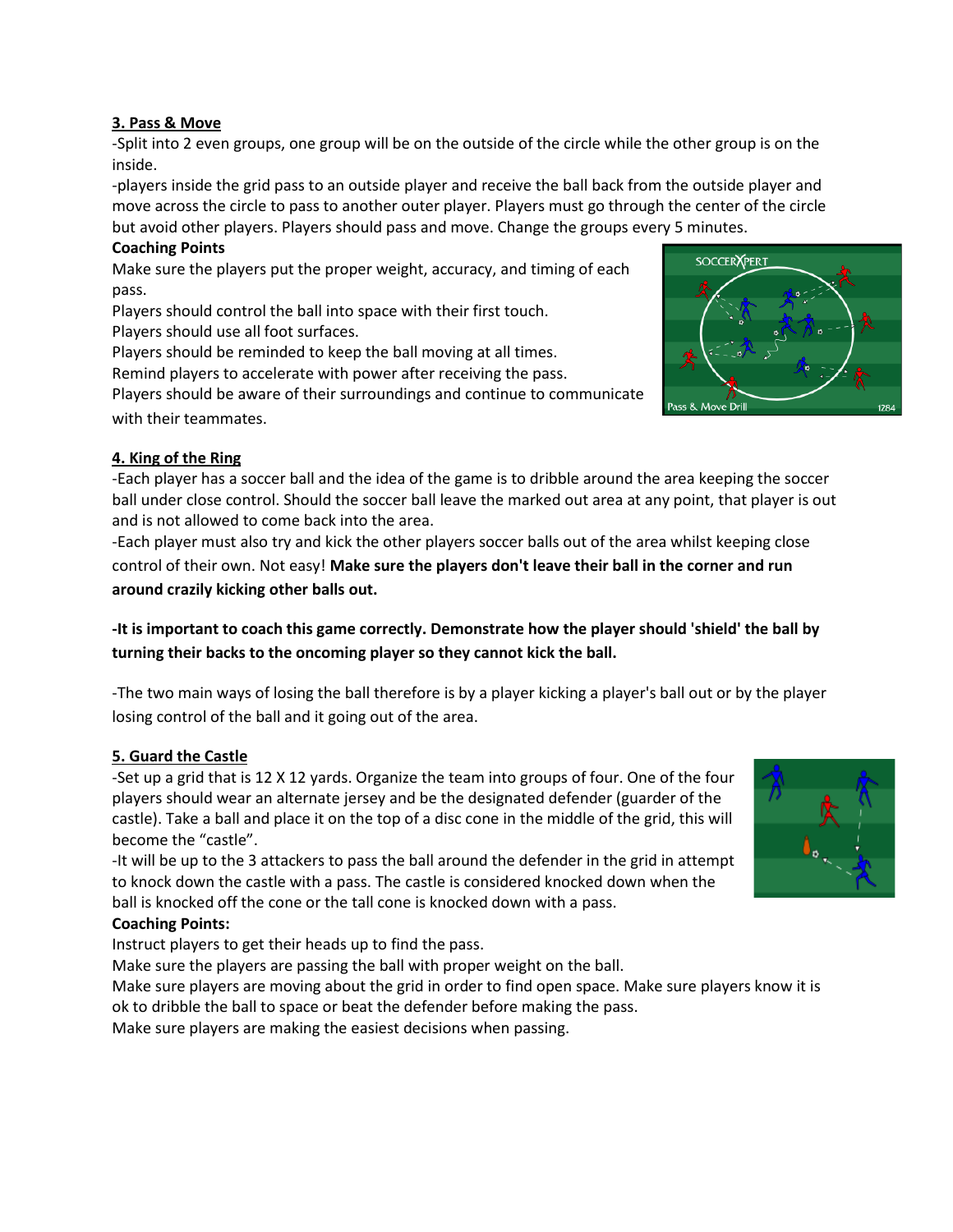**3. Pass & Move**

-Split into 2 even groups, one group will be on the outside of the circle while the other group is on the inside.

-players inside the grid pass to an outside player and receive the ball back from the outside player and move across the circle to pass to another outer player. Players must go through the center of the circle but avoid other players. Players should pass and move. Change the groups every 5 minutes.

**Coaching Points**

Make sure the players put the proper weight, accuracy, and timing of each pass.

Players should control the ball into space with their first touch.

Players should use all foot surfaces.

Players should be reminded to keep the ball moving at all times.

Remind players to accelerate with power after receiving the pass.

Players should be aware of their surroundings and continue to communicate with their teammates.

**4. King of the Ring**

-Each player has a soccer ball and the idea of the game is to dribble around the area keeping the soccer ball under close control. Should the soccer ball leave the marked out area at any point, that player is out and is not allowed to come back into the area.

-Each player must also try and kick the other players soccer balls out of the area whilst keeping close control of their own. Not easy! **Make sure the players don't leave their ball in the corner and run around crazily kicking other balls out.**

**-It is important to coach this game correctly. Demonstrate how the player should 'shield' the ball by turning their backs to the oncoming player so they cannot kick the ball.**

-The two main ways of losing the ball therefore is by a player kicking a player's ball out or by the player losing control of the ball and it going out of the area.

**5. Guard the Castle**

-Set up a grid that is 12 X 12 yards. Organize the team into groups of four. One of the four players should wear an alternate jersey and be the designated defender (guarder of the castle). Take a ball and place it on the top of a disc cone in the middle of the grid, this will become the "castle".

-It will be up to the 3 attackers to pass the ball around the defender in the grid in attempt to knock down the castle with a pass. The castle is considered knocked down when the ball is knocked off the cone or the tall cone is knocked down with a pass.

**Coaching Points:**

Instruct players to get their heads up to find the pass.

Make sure the players are passing the ball with proper weight on the ball.

Make sure players are moving about the grid in order to find open space. Make sure players know it is ok to dribble the ball to space or beat the defender before making the pass.

Make sure players are making the easiest decisions when passing.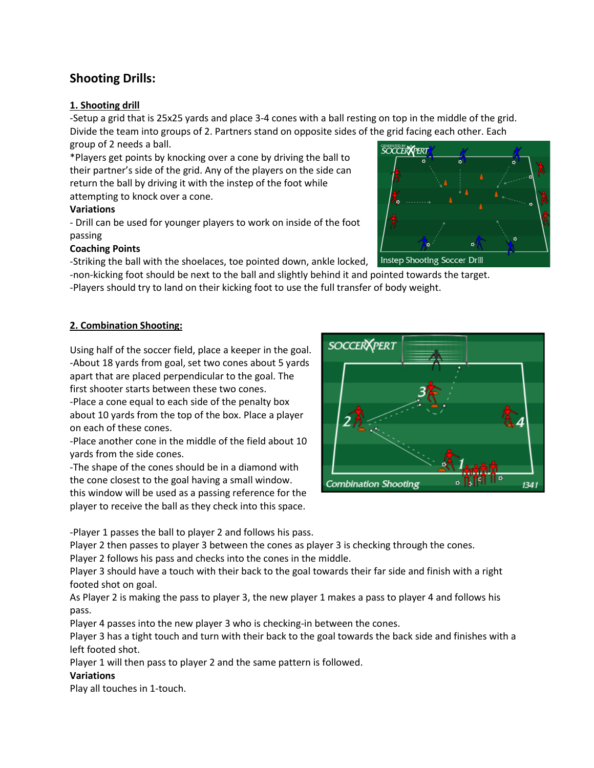## Shooting Drills:

### 1. Shooting drill

-Setup a grid that is 25x25 yards and place 3-4 cones with a ball resting on top in the middle of the grid. Divide the team into groups of 2. Partners stand on opposite sides of the grid facing each other. Each group of 2 needs a ball.

*Players get points by knocking over a cone by driving the ball to their partner's side of the grid. Any of the players on the side can return the ball by driving it with the instep of the foot while attempting to knock over a cone.

**Variations**

- Drill can be used for younger players to work on inside of the foot passing

**Coaching Points**

-Striking the ball with the shoelaces, toe pointed down, ankle locked,
-non-kicking foot should be next to the ball and slightly behind it and pointed towards the target.
-Players should try to land on their kicking foot to use the full transfer of body weight.

Instep Shooting Soccer Drill

### 2. Combination Shooting:

Using half of the soccer field, place a keeper in the goal.
-About 18 yards from goal, set two cones about 5 yards apart that are placed perpendicular to the goal. The first shooter starts between these two cones.
-Place a cone equal to each side of the penalty box about 10 yards from the top of the box. Place a player on each of these cones.
-Place another cone in the middle of the field about 10 yards from the side cones.
-The shape of the cones should be in a diamond with the cone closest to the goal having a small window. this window will be used as a passing reference for the player to receive the ball as they check into this space.

Combination Shooting

-Player 1 passes the ball to player 2 and follows his pass.
Player 2 then passes to player 3 between the cones as player 3 is checking through the cones.
Player 2 follows his pass and checks into the cones in the middle.
Player 3 should have a touch with their back to the goal towards their far side and finish with a right footed shot on goal.
As Player 2 is making the pass to player 3, the new player 1 makes a pass to player 4 and follows his pass.
Player 4 passes into the new player 3 who is checking-in between the cones.
Player 3 has a tight touch and turn with their back to the goal towards the back side and finishes with a left footed shot.
Player 1 will then pass to player 2 and the same pattern is followed.

**Variations**

Play all touches in 1-touch.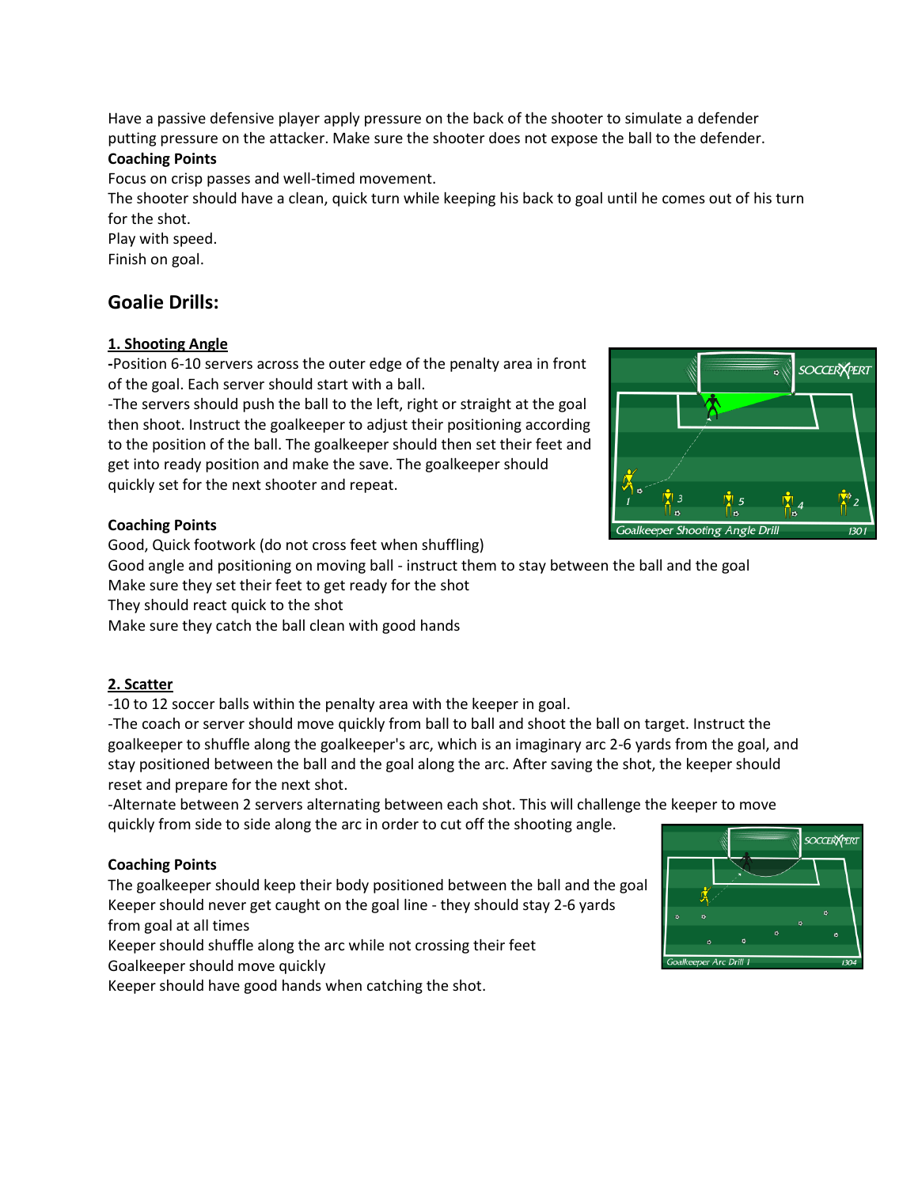Have a passive defensive player apply pressure on the back of the shooter to simulate a defender putting pressure on the attacker. Make sure the shooter does not expose the ball to the defender.

**Coaching Points**

Focus on crisp passes and well-timed movement.

The shooter should have a clean, quick turn while keeping his back to goal until he comes out of his turn for the shot.

Play with speed.

Finish on goal.

## Goalie Drills:

### 1. Shooting Angle

-Position 6-10 servers across the outer edge of the penalty area in front of the goal. Each server should start with a ball.

-The servers should push the ball to the left, right or straight at the goal then shoot. Instruct the goalkeeper to adjust their positioning according to the position of the ball. The goalkeeper should then set their feet and get into ready position and make the save. The goalkeeper should quickly set for the next shooter and repeat.

**Coaching Points**

Good, Quick footwork (do not cross feet when shuffling)

Good angle and positioning on moving ball - instruct them to stay between the ball and the goal

Make sure they set their feet to get ready for the shot

They should react quick to the shot

Make sure they catch the ball clean with good hands

### 2. Scatter

-10 to 12 soccer balls within the penalty area with the keeper in goal.

-The coach or server should move quickly from ball to ball and shoot the ball on target. Instruct the goalkeeper to shuffle along the goalkeeper's arc, which is an imaginary arc 2-6 yards from the goal, and stay positioned between the ball and the goal along the arc. After saving the shot, the keeper should reset and prepare for the next shot.

-Alternate between 2 servers alternating between each shot. This will challenge the keeper to move quickly from side to side along the arc in order to cut off the shooting angle.

**Coaching Points**

The goalkeeper should keep their body positioned between the ball and the goal

Keeper should never get caught on the goal line - they should stay 2-6 yards from goal at all times

Keeper should shuffle along the arc while not crossing their feet

Goalkeeper should move quickly

Keeper should have good hands when catching the shot.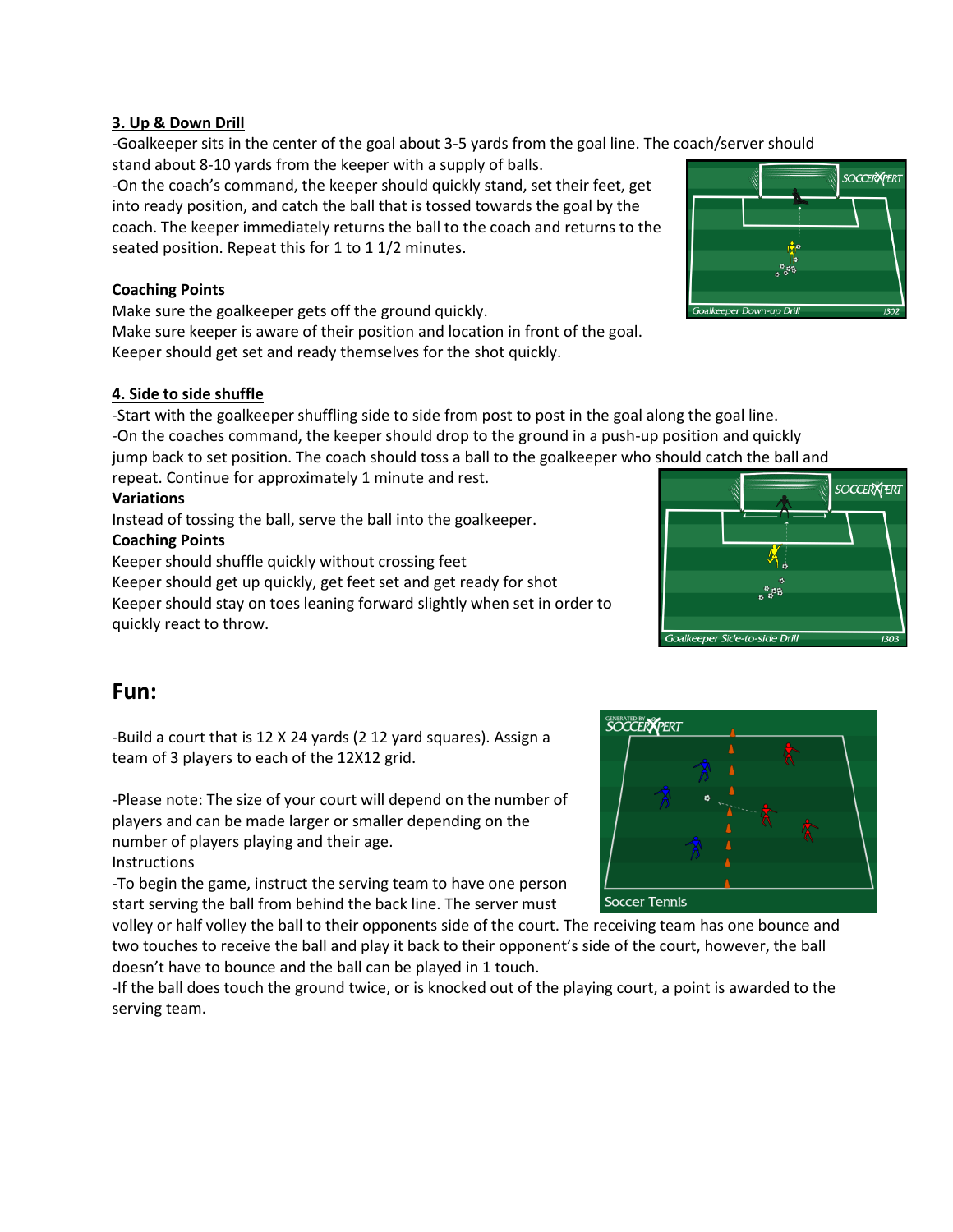**3. Up & Down Drill**

-Goalkeeper sits in the center of the goal about 3-5 yards from the goal line. The coach/server should stand about 8-10 yards from the keeper with a supply of balls.

-On the coach's command, the keeper should quickly stand, set their feet, get into ready position, and catch the ball that is tossed towards the goal by the coach. The keeper immediately returns the ball to the coach and returns to the seated position. Repeat this for 1 to 1 1/2 minutes.

**Coaching Points**

Make sure the goalkeeper gets off the ground quickly.

Make sure keeper is aware of their position and location in front of the goal.

Keeper should get set and ready themselves for the shot quickly.

**4. Side to side shuffle**

-Start with the goalkeeper shuffling side to side from post to post in the goal along the goal line.

-On the coaches command, the keeper should drop to the ground in a push-up position and quickly jump back to set position. The coach should toss a ball to the goalkeeper who should catch the ball and repeat. Continue for approximately 1 minute and rest.

**Variations**

Instead of tossing the ball, serve the ball into the goalkeeper.

**Coaching Points**

Keeper should shuffle quickly without crossing feet

Keeper should get up quickly, get feet set and get ready for shot

Keeper should stay on toes leaning forward slightly when set in order to quickly react to throw.

## Fun:

-Build a court that is 12 X 24 yards (2 12 yard squares). Assign a team of 3 players to each of the 12X12 grid.

-Please note: The size of your court will depend on the number of players and can be made larger or smaller depending on the number of players playing and their age.

Instructions

-To begin the game, instruct the serving team to have one person start serving the ball from behind the back line. The server must volley or half volley the ball to their opponents side of the court. The receiving team has one bounce and two touches to receive the ball and play it back to their opponent's side of the court, however, the ball doesn't have to bounce and the ball can be played in 1 touch.

-If the ball does touch the ground twice, or is knocked out of the playing court, a point is awarded to the serving team.